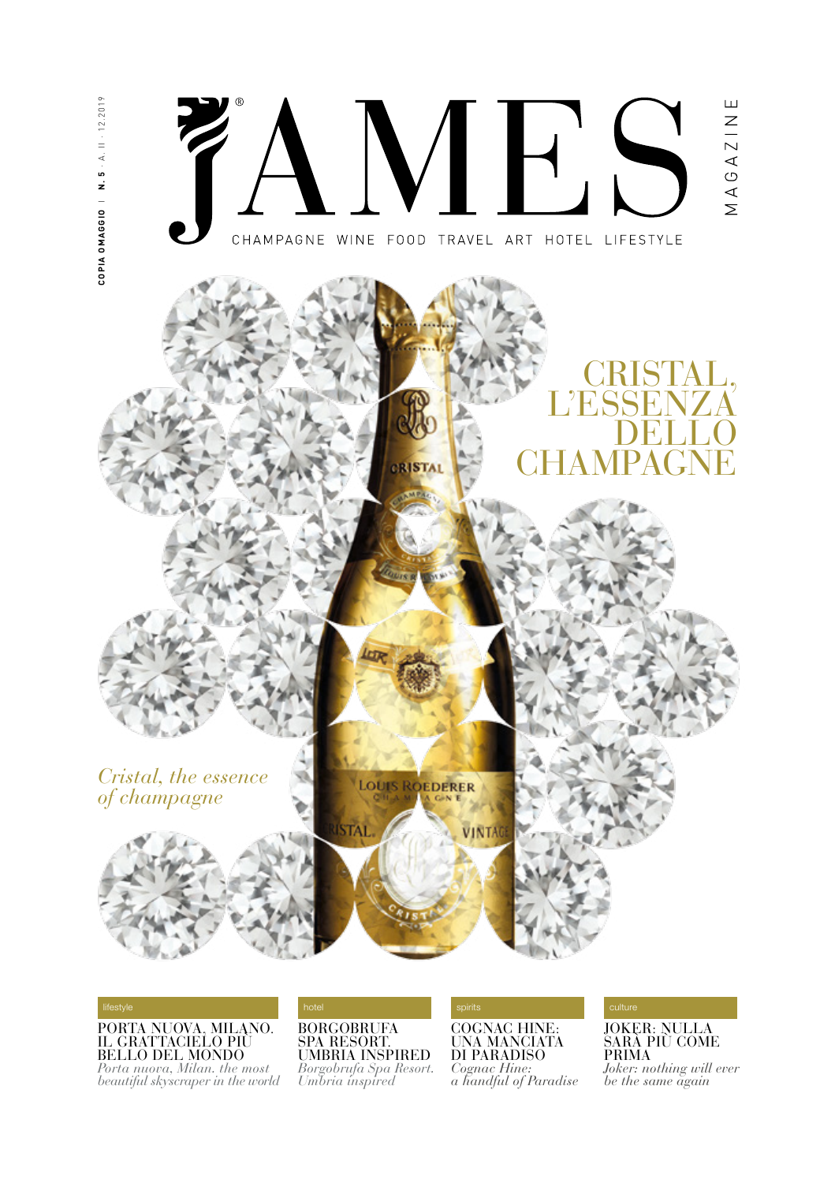COPIA OMAGGIO | **N. 5** · A. II · 12.2019

# JAMES MAGAZINE

CHAMPAGNE WINE FOOD TRAVEL ART HOTEL LIFESTYLE

## CRISTAL, L'ESSENZA DELLO CHAMPAGNE

*Cristal, the essence of champagne*

lifestyle

### PORTA NUOVA, MILANO. IL GRATTACIELO PIÙ BELLO DEL MONDO

*Porta nuova, Milan. the most beautiful skyscraper in the world*

hotel

### BORGOBRUFA SPA RESORT. UMBRIA INSPIRED

*Borgobrufa Spa Resort. Umbria inspired*

spirits

### COGNAC HINE: UNA MANCIATA DI PARADISO

*Cognac Hine: a handful of Paradise*

culture

### JOKER: NULLA SARÀ PIÙ COME PRIMA

*Joker: nothing will ever be the same again*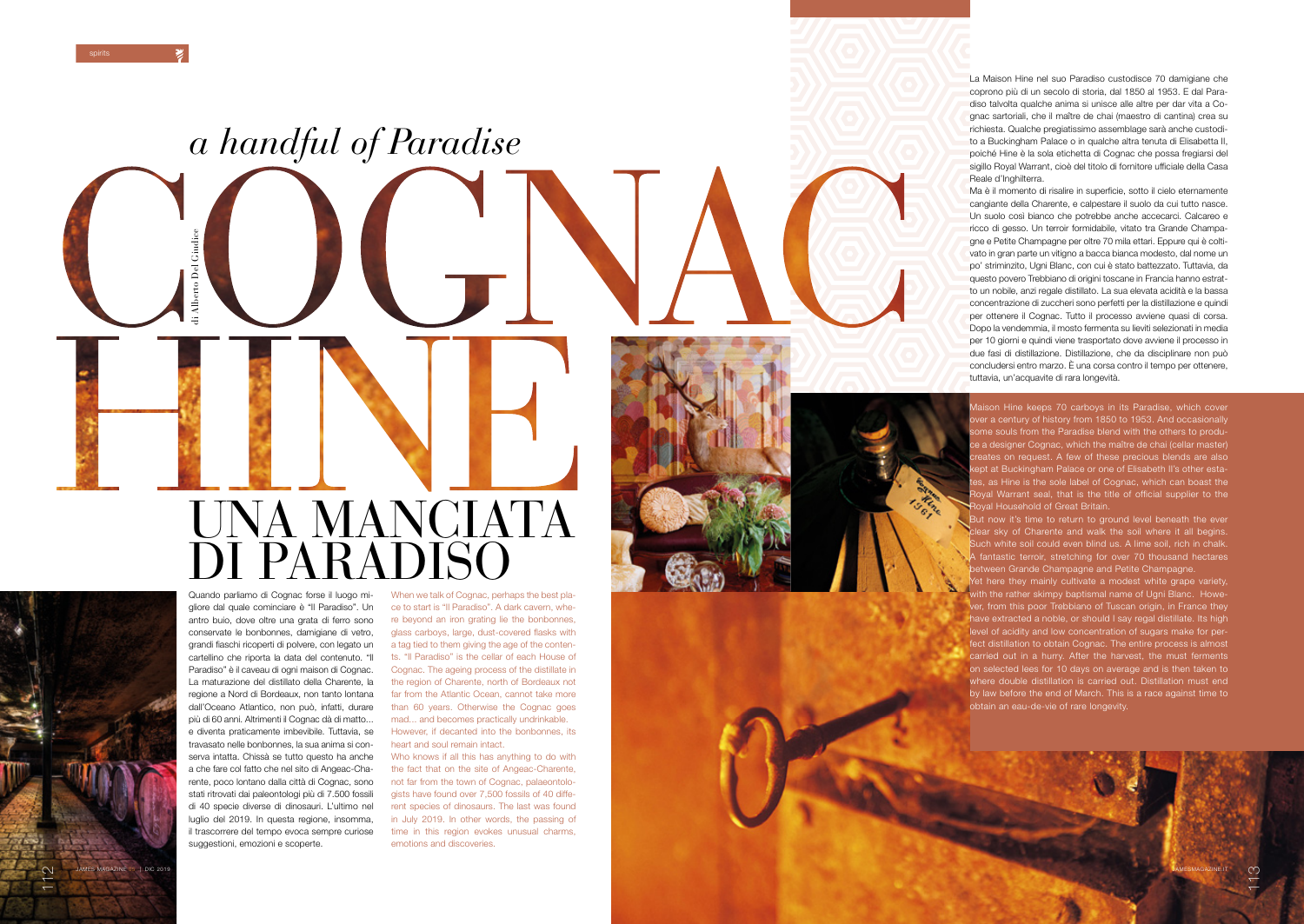# a handful of Paradise

# COGNAC HINE

di Alberto Del Giudice

# UNA MANCIATA DI PARADISO

Quando parliamo di Cognac forse il luogo migliore dal quale cominciare è "Il Paradiso". Un antro buio, dove oltre una grata di ferro sono conservate le bonbonnes, damigiane di vetro, grandi fiaschi ricoperti di polvere, con legato un cartellino che riporta la data del contenuto. "Il Paradiso" è il caveau di ogni maison di Cognac. La maturazione del distillato della Charente, la regione a Nord di Bordeaux, non tanto lontana dall'Oceano Atlantico, non può, infatti, durare più di 60 anni. Altrimenti il Cognac dà di matto... e diventa praticamente imbevibile. Tuttavia, se travasato nelle bonbonnes, la sua anima si conserva intatta. Chissà se tutto questo ha anche a che fare col fatto che nel sito di Angeac-Charente, poco lontano dalla città di Cognac, sono stati ritrovati dai paleontologi più di 7.500 fossili di 40 specie diverse di dinosauri. L'ultimo nel luglio del 2019. In questa regione, insomma, il trascorrere del tempo evoca sempre curiose suggestioni, emozioni e scoperte.

When we talk of Cognac, perhaps the best place to start is "Il Paradiso". A dark cavern, where beyond an iron grating lie the bonbonnes, glass carboys, large, dust-covered flasks with a tag tied to them giving the age of the contents. "Il Paradiso" is the cellar of each House of Cognac. The ageing process of the distillate in the region of Charente, north of Bordeaux not far from the Atlantic Ocean, cannot take more than 60 years. Otherwise the Cognac goes mad... and becomes practically undrinkable. However, if decanted into the bonbonnes, its heart and soul remain intact.

Who knows if all this has anything to do with the fact that on the site of Angeac-Charente, not far from the town of Cognac, palaeontologists have found over 7,500 fossils of 40 different species of dinosaurs. The last was found in July 2019. In other words, the passing of time in this region evokes unusual charms, emotions and discoveries.

La Maison Hine nel suo Paradiso custodisce 70 damigiane che coprono più di un secolo di storia, dal 1850 al 1953. E dal Paradiso talvolta qualche anima si unisce alle altre per dar vita a Cognac sartoriali, che il maître de chai (maestro di cantina) crea su richiesta. Qualche pregiatissimo assemblage sarà anche custodito a Buckingham Palace o in qualche altra tenuta di Elisabetta II, poiché Hine è la sola etichetta di Cognac che possa fregiarsi del sigillo Royal Warrant, cioè del titolo di fornitore ufficiale della Casa Reale d'Inghilterra.

Ma è il momento di risalire in superficie, sotto il cielo eternamente cangiante della Charente, e calpestare il suolo da cui tutto nasce. Un suolo così bianco che potrebbe anche accecarci. Calcareo e ricco di gesso. Un terroir formidabile, vitato tra Grande Champagne e Petite Champagne per oltre 70 mila ettari. Eppure qui è coltivato in gran parte un vitigno a bacca bianca modesto, dal nome un po' striminzito, Ugni Blanc, con cui è stato battezzato. Tuttavia, da questo povero Trebbiano di origini toscane in Francia hanno estratto un nobile, anzi regale distillato. La sua elevata acidità e la bassa concentrazione di zuccheri sono perfetti per la distillazione e quindi per ottenere il Cognac. Tutto il processo avviene quasi di corsa. Dopo la vendemmia, il mosto fermenta su lieviti selezionati in media per 10 giorni e quindi viene trasportato dove avviene il processo in due fasi di distillazione. Distillazione, che da disciplinare non può concludersi entro marzo. È una corsa contro il tempo per ottenere, tuttavia, un'acquavite di rara longevità.

Maison Hine keeps 70 carboys in its Paradise, which cover over a century of history from 1850 to 1953. And occasionally some souls from the Paradise blend with the others to produce a designer Cognac, which the maître de chai (cellar master) creates on request. A few of these precious blends are also kept at Buckingham Palace or one of Elisabeth II's other estates, as Hine is the sole label of Cognac, which can boast the Royal Warrant seal, that is the title of official supplier to the Royal Household of Great Britain.

But now it's time to return to ground level beneath the ever clear sky of Charente and walk the soil where it all begins. Such white soil could even blind us. A lime soil, rich in chalk. A fantastic terroir, stretching for over 70 thousand hectares between Grande Champagne and Petite Champagne.

Yet here they mainly cultivate a modest white grape variety, with the rather skimpy baptismal name of Ugni Blanc. However, from this poor Trebbiano of Tuscan origin, in France they have extracted a noble, or should I say regal distillate. Its high level of acidity and low concentration of sugars make for perfect distillation to obtain Cognac. The entire process is almost carried out in a hurry. After the harvest, the must ferments on selected lees for 10 days on average and is then taken to where double distillation is carried out. Distillation must end by law before the end of March. This is a race against time to obtain an eau-de-vie of rare longevity.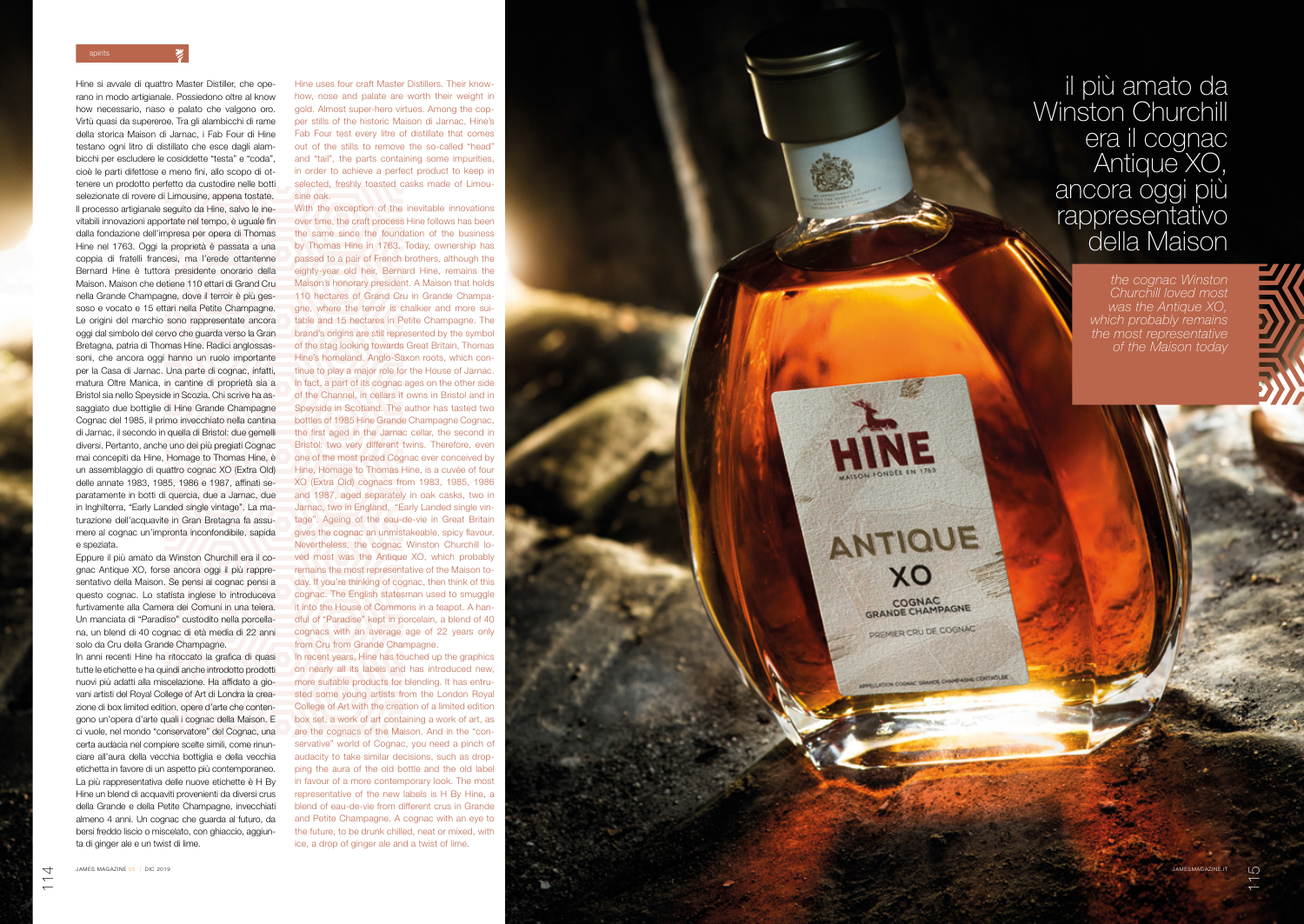Hine si avvale di quattro Master Distiller, che operano in modo artigianale. Possiedono oltre al know how necessario, naso e palato che valgono oro. Virtù quasi da supereroe. Tra gli alambicchi di rame della storica Maison di Jarnac, i Fab Four di Hine testano ogni litro di distillato che esce dagli alambicchi per escludere le cosiddette "testa" e "coda", cioè le parti difettose e meno fini, allo scopo di ottenere un prodotto perfetto da custodire nelle botti selezionate di rovere di Limousine, appena tostate.

Il processo artigianale seguito da Hine, salvo le inevitabili innovazioni apportate nel tempo, è uguale fin dalla fondazione dell'impresa per opera di Thomas Hine nel 1763. Oggi la proprietà è passata a una coppia di fratelli francesi, ma l'erede ottantenne Bernard Hine è tuttora presidente onorario della Maison. Maison che detiene 110 ettari di Grand Cru nella Grande Champagne, dove il terroir è più gessoso e vocato e 15 ettari nella Petite Champagne. Le origini del marchio sono rappresentate ancora oggi dal simbolo del cervo che guarda verso la Gran Bretagna, patria di Thomas Hine. Radici anglosassoni, che ancora oggi hanno un ruolo importante per la Casa di Jarnac. Una parte di cognac, infatti, matura Oltre Manica, in cantine di proprietà sia a Bristol sia nello Speyside in Scozia. Chi scrive ha assaggiato due bottiglie di Hine Grande Champagne Cognac del 1985, il primo invecchiato nella cantina di Jarnac, il secondo in quella di Bristol: due gemelli diversi. Pertanto, anche uno dei più pregiati Cognac mai concepiti da Hine, Homage to Thomas Hine, è un assemblaggio di quattro cognac XO (Extra Old) delle annate 1983, 1985, 1986 e 1987, affinati separatamente in botti di quercia, due a Jarnac, due in Inghilterra, "Early Landed single vintage". La maturazione dell'acquavite in Gran Bretagna fa assumere al cognac un'impronta inconfondibile, sapida e speziata.

Eppure il più amato da Winston Churchill era il cognac Antique XO, forse ancora oggi il più rappresentativo della Maison. Se pensi al cognac pensi a questo cognac. Lo statista inglese lo introduceva furtivamente alla Camera dei Comuni in una teiera. Un manciata di "Paradiso" custodito nella porcellana, un blend di 40 cognac di età media di 22 anni solo da Cru della Grande Champagne.

In anni recenti Hine ha ritoccato la grafica di quasi tutte le etichette e ha quindi anche introdotto prodotti nuovi più adatti alla miscelazione. Ha affidato a giovani artisti del Royal College of Art di Londra la creazione di box limited edition, opere d'arte che contengono un'opera d'arte quali i cognac della Maison. E ci vuole, nel mondo "conservatore" del Cognac, una certa audacia nel compiere scelte simili, come rinunciare all'aura della vecchia bottiglia e della vecchia etichetta in favore di un aspetto più contemporaneo. La più rappresentativa delle nuove etichette è H By Hine un blend di acquaviti provenienti da diversi crus della Grande e della Petite Champagne, invecchiati almeno 4 anni. Un cognac che guarda al futuro, da bersi freddo liscio o miscelato, con ghiaccio, aggiunta di ginger ale e un twist di lime.

Hine uses four craft Master Distillers. Their know-how, nose and palate are worth their weight in gold. Almost super-hero virtues. Among the copper stills of the historic Maison di Jarnac, Hine's Fab Four test every litre of distillate that comes out of the stills to remove the so-called "head" and "tail", the parts containing some impurities, in order to achieve a perfect product to keep in selected, freshly toasted casks made of Limousine oak.

With the exception of the inevitable innovations over time, the craft process Hine follows has been the same since the foundation of the business by Thomas Hine in 1763. Today, ownership has passed to a pair of French brothers, although the eighty-year old heir, Bernard Hine, remains the Maison's honorary president. A Maison that holds 110 hectares of Grand Cru in Grande Champagne, where the terroir is chalkier and more suitable and 15 hectares in Petite Champagne. The brand's origins are still represented by the symbol of the stag looking towards Great Britain, Thomas Hine's homeland. Anglo-Saxon roots, which continue to play a major role for the House of Jarnac. In fact, a part of its cognac ages on the other side of the Channel, in cellars it owns in Bristol and in Speyside in Scotland. The author has tasted two bottles of 1985 Hine Grande Champagne Cognac, the first aged in the Jarnac cellar, the second in Bristol: two very different twins. Therefore, even one of the most prized Cognac ever conceived by Hine, Homage to Thomas Hine, is a cuvée of four XO (Extra Old) cognacs from 1983, 1985, 1986 and 1987, aged separately in oak casks, two in Jarnac, two in England, "Early Landed single vintage". Ageing of the eau-de-vie in Great Britain gives the cognac an unmistakeable, spicy flavour.

Nevertheless, the cognac Winston Churchill loved most was the Antique XO, which probably remains the most representative of the Maison today. If you're thinking of cognac, then think of this cognac. The English statesman used to smuggle it into the House of Commons in a teapot. A handful of "Paradise" kept in porcelain, a blend of 40 cognacs with an average age of 22 years only from Cru from Grande Champagne.

In recent years, Hine has touched up the graphics on nearly all its labels and has introduced new, more suitable products for blending. It has entrusted some young artists from the London Royal College of Art with the creation of a limited edition box set, a work of art containing a work of art, as are the cognacs of the Maison. And in the "conservative" world of Cognac, you need a pinch of audacity to take similar decisions, such as dropping the aura of the old bottle and the old label in favour of a more contemporary look. The most representative of the new labels is H By Hine, a blend of eau-de-vie from different crus in Grande and Petite Champagne. A cognac with an eye to the future, to be drunk chilled, neat or mixed, with ice, a drop of ginger ale and a twist of lime.

## il più amato da Winston Churchill era il cognac Antique XO, ancora oggi più rappresentativo della Maison

*the cognac Winston Churchill loved most was the Antique XO, which probably remains the most representative of the Maison today*